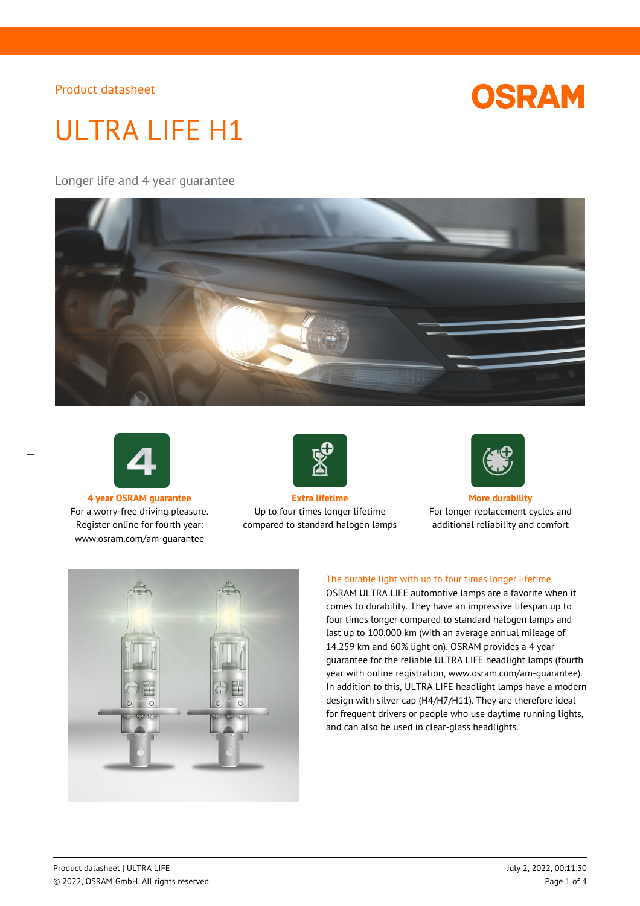Product datasheet

# ULTRA LIFE H1

Longer life and 4 year guarantee

**4 year OSRAM guarantee**
For a worry-free driving pleasure. Register online for fourth year: www.osram.com/am-guarantee

**Extra lifetime**
Up to four times longer lifetime compared to standard halogen lamps

**More durability**
For longer replacement cycles and additional reliability and comfort

## The durable light with up to four times longer lifetime

OSRAM ULTRA LIFE automotive lamps are a favorite when it comes to durability. They have an impressive lifespan up to four times longer compared to standard halogen lamps and last up to 100,000 km (with an average annual mileage of 14,259 km and 60% light on). OSRAM provides a 4 year guarantee for the reliable ULTRA LIFE headlight lamps (fourth year with online registration, www.osram.com/am-guarantee). In addition to this, ULTRA LIFE headlight lamps have a modern design with silver cap (H4/H7/H11). They are therefore ideal for frequent drivers or people who use daytime running lights, and can also be used in clear-glass headlights.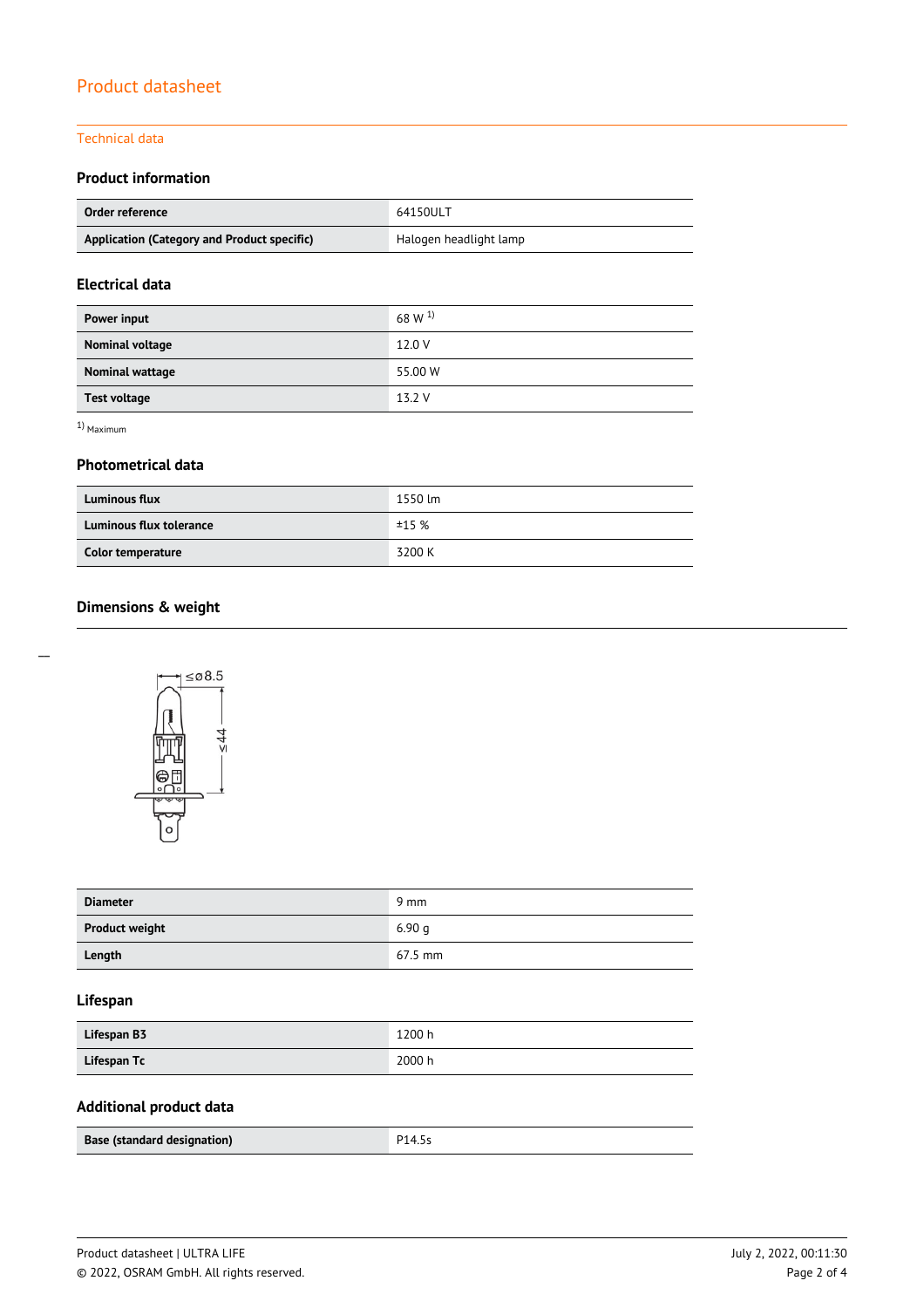# Product datasheet

## Technical data

### Product information

| Order reference | 64150ULT |
| --- | --- |
| Application (Category and Product specific) | Halogen headlight lamp |

### Electrical data

| Power input | 68 W [1] |
| --- | --- |
| Nominal voltage | 12.0 V |
| Nominal wattage | 55.00 W |
| Test voltage | 13.2 V |

[1] Maximum

### Photometrical data

| Luminous flux | 1550 lm |
| --- | --- |
| Luminous flux tolerance | ±15 % |
| Color temperature | 3200 K |

### Dimensions & weight

| Diameter | 9 mm |
| --- | --- |
| Product weight | 6.90 g |
| Length | 67.5 mm |

### Lifespan

| Lifespan B3 | 1200 h |
| --- | --- |
| Lifespan Tc | 2000 h |

### Additional product data

| Base (standard designation) | P14.5s |
| --- | --- |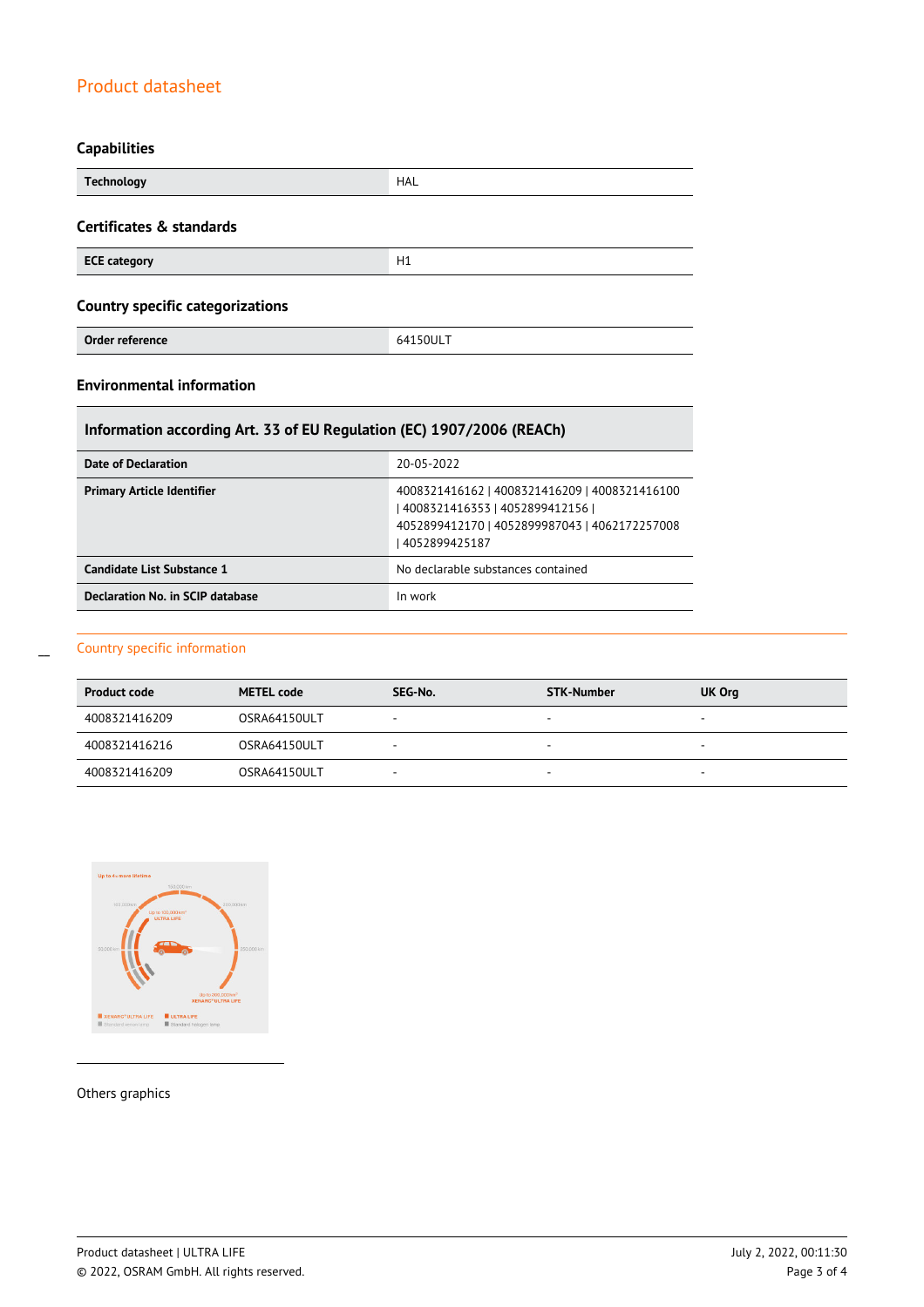## Product datasheet

### Capabilities

| | |
|---|---|
| **Technology** | HAL |

### Certificates & standards

| | |
|---|---|
| **ECE category** | H1 |

### Country specific categorizations

| | |
|---|---|
| **Order reference** | 64150ULT |

### Environmental information

| Information according Art. 33 of EU Regulation (EC) 1907/2006 (REACh) | |
|---|---|
| **Date of Declaration** | 20-05-2022 |
| **Primary Article Identifier** | 4008321416162 \| 4008321416209 \| 4008321416100 \| 4008321416353 \| 4052899412156 \| 4052899412170 \| 4052899987043 \| 4062172257008 \| 4052899425187 |
| **Candidate List Substance 1** | No declarable substances contained |
| **Declaration No. in SCIP database** | In work |

## Country specific information

| Product code | METEL code | SEG-No. | STK-Number | UK Org |
|---|---|---|---|---|
| 4008321416209 | OSRA64150ULT | - | - | - |
| 4008321416216 | OSRA64150ULT | - | - | - |
| 4008321416209 | OSRA64150ULT | - | - | - |

Up to 4× more lifetime

Up to 100,000km* ULTRA LIFE

Up to 300,000km* XENARC® ULTRA LIFE

XENARC® ULTRA LIFE

ULTRA LIFE

Standard xenon lamp

Standard halogen lamp

Others graphics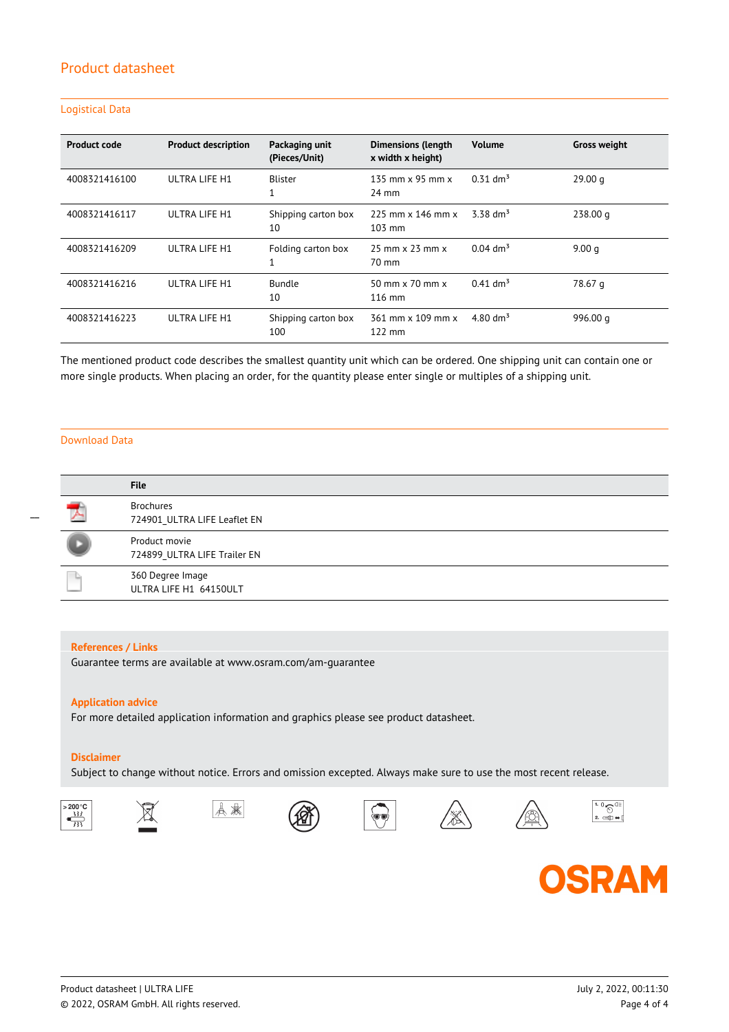## Logistical Data

| Product code | Product description | Packaging unit (Pieces/Unit) | Dimensions (length x width x height) | Volume | Gross weight |
|---|---|---|---|---|---|
| 4008321416100 | ULTRA LIFE H1 | Blister 1 | 135 mm x 95 mm x 24 mm | 0.31 dm³ | 29.00 g |
| 4008321416117 | ULTRA LIFE H1 | Shipping carton box 10 | 225 mm x 146 mm x 103 mm | 3.38 dm³ | 238.00 g |
| 4008321416209 | ULTRA LIFE H1 | Folding carton box 1 | 25 mm x 23 mm x 70 mm | 0.04 dm³ | 9.00 g |
| 4008321416216 | ULTRA LIFE H1 | Bundle 10 | 50 mm x 70 mm x 116 mm | 0.41 dm³ | 78.67 g |
| 4008321416223 | ULTRA LIFE H1 | Shipping carton box 100 | 361 mm x 109 mm x 122 mm | 4.80 dm³ | 996.00 g |

The mentioned product code describes the smallest quantity unit which can be ordered. One shipping unit can contain one or more single products. When placing an order, for the quantity please enter single or multiples of a shipping unit.

## Download Data

| | File |
|---|---|
| | Brochures<br>724901_ULTRA LIFE Leaflet EN |
| | Product movie<br>724899_ULTRA LIFE Trailer EN |
| | 360 Degree Image<br>ULTRA LIFE H1 64150ULT |

### References / Links

Guarantee terms are available at www.osram.com/am-guarantee

### Application advice

For more detailed application information and graphics please see product datasheet.

### Disclaimer

Subject to change without notice. Errors and omission excepted. Always make sure to use the most recent release.

OSRAM